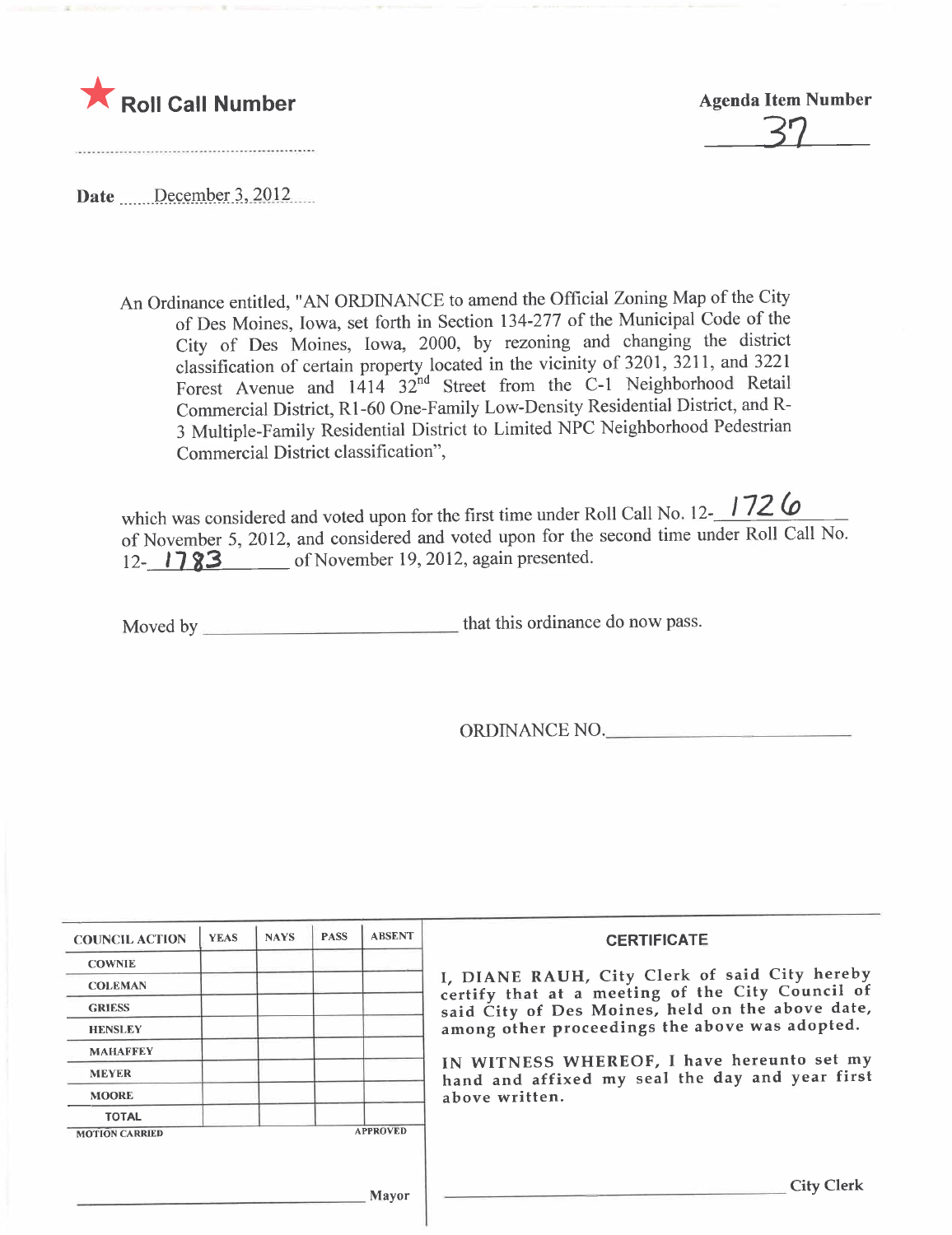★ **Roll Call Number**

**Agenda Item Number**

37

**Date** December 3, 2012

An Ordinance entitled, "AN ORDINANCE to amend the Official Zoning Map of the City of Des Moines, Iowa, set forth in Section 134-277 of the Municipal Code of the City of Des Moines, Iowa, 2000, by rezoning and changing the district classification of certain property located in the vicinity of 3201, 3211, and 3221 Forest Avenue and 1414 32nd Street from the C-1 Neighborhood Retail Commercial District, R1-60 One-Family Low-Density Residential District, and R-3 Multiple-Family Residential District to Limited NPC Neighborhood Pedestrian Commercial District classification",

which was considered and voted upon for the first time under Roll Call No. 12-1726 of November 5, 2012, and considered and voted upon for the second time under Roll Call No. 12-1783 of November 19, 2012, again presented.

Moved by ________________________ that this ordinance do now pass.

ORDINANCE NO.________________________

| COUNCIL ACTION | YEAS | NAYS | PASS | ABSENT |
|---|---|---|---|---|
| COWNIE | | | | |
| COLEMAN | | | | |
| GRIESS | | | | |
| HENSLEY | | | | |
| MAHAFFEY | | | | |
| MEYER | | | | |
| MOORE | | | | |
| TOTAL | | | | |

MOTION CARRIED APPROVED

________________________ Mayor

**CERTIFICATE**

I, DIANE RAUH, City Clerk of said City hereby certify that at a meeting of the City Council of said City of Des Moines, held on the above date, among other proceedings the above was adopted.

IN WITNESS WHEREOF, I have hereunto set my hand and affixed my seal the day and year first above written.

________________________ City Clerk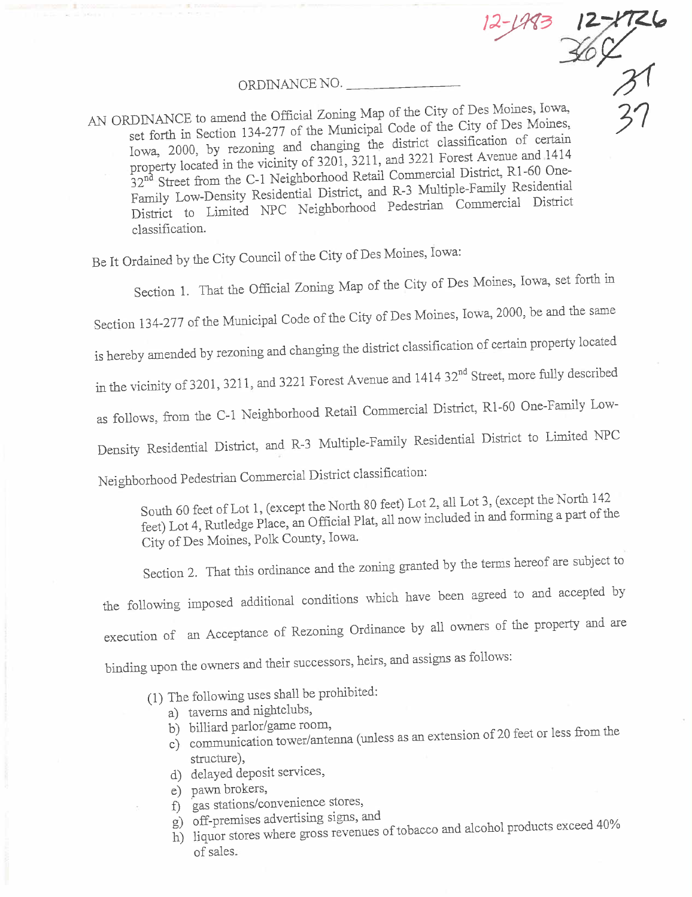12-1983 12-1726 36A 31 37

ORDINANCE NO. _______________

AN ORDINANCE to amend the Official Zoning Map of the City of Des Moines, Iowa, set forth in Section 134-277 of the Municipal Code of the City of Des Moines, Iowa, 2000, by rezoning and changing the district classification of certain property located in the vicinity of 3201, 3211, and 3221 Forest Avenue and 1414 32nd Street from the C-1 Neighborhood Retail Commercial District, R1-60 One-Family Low-Density Residential District, and R-3 Multiple-Family Residential District to Limited NPC Neighborhood Pedestrian Commercial District classification.

Be It Ordained by the City Council of the City of Des Moines, Iowa:

Section 1. That the Official Zoning Map of the City of Des Moines, Iowa, set forth in Section 134-277 of the Municipal Code of the City of Des Moines, Iowa, 2000, be and the same is hereby amended by rezoning and changing the district classification of certain property located in the vicinity of 3201, 3211, and 3221 Forest Avenue and 1414 32nd Street, more fully described as follows, from the C-1 Neighborhood Retail Commercial District, R1-60 One-Family Low-Density Residential District, and R-3 Multiple-Family Residential District to Limited NPC Neighborhood Pedestrian Commercial District classification:

> South 60 feet of Lot 1, (except the North 80 feet) Lot 2, all Lot 3, (except the North 142 feet) Lot 4, Rutledge Place, an Official Plat, all now included in and forming a part of the City of Des Moines, Polk County, Iowa.

Section 2. That this ordinance and the zoning granted by the terms hereof are subject to the following imposed additional conditions which have been agreed to and accepted by execution of an Acceptance of Rezoning Ordinance by all owners of the property and are binding upon the owners and their successors, heirs, and assigns as follows:

(1) The following uses shall be prohibited:
   a) taverns and nightclubs,
   b) billiard parlor/game room,
   c) communication tower/antenna (unless as an extension of 20 feet or less from the structure),
   d) delayed deposit services,
   e) pawn brokers,
   f) gas stations/convenience stores,
   g) off-premises advertising signs, and
   h) liquor stores where gross revenues of tobacco and alcohol products exceed 40% of sales.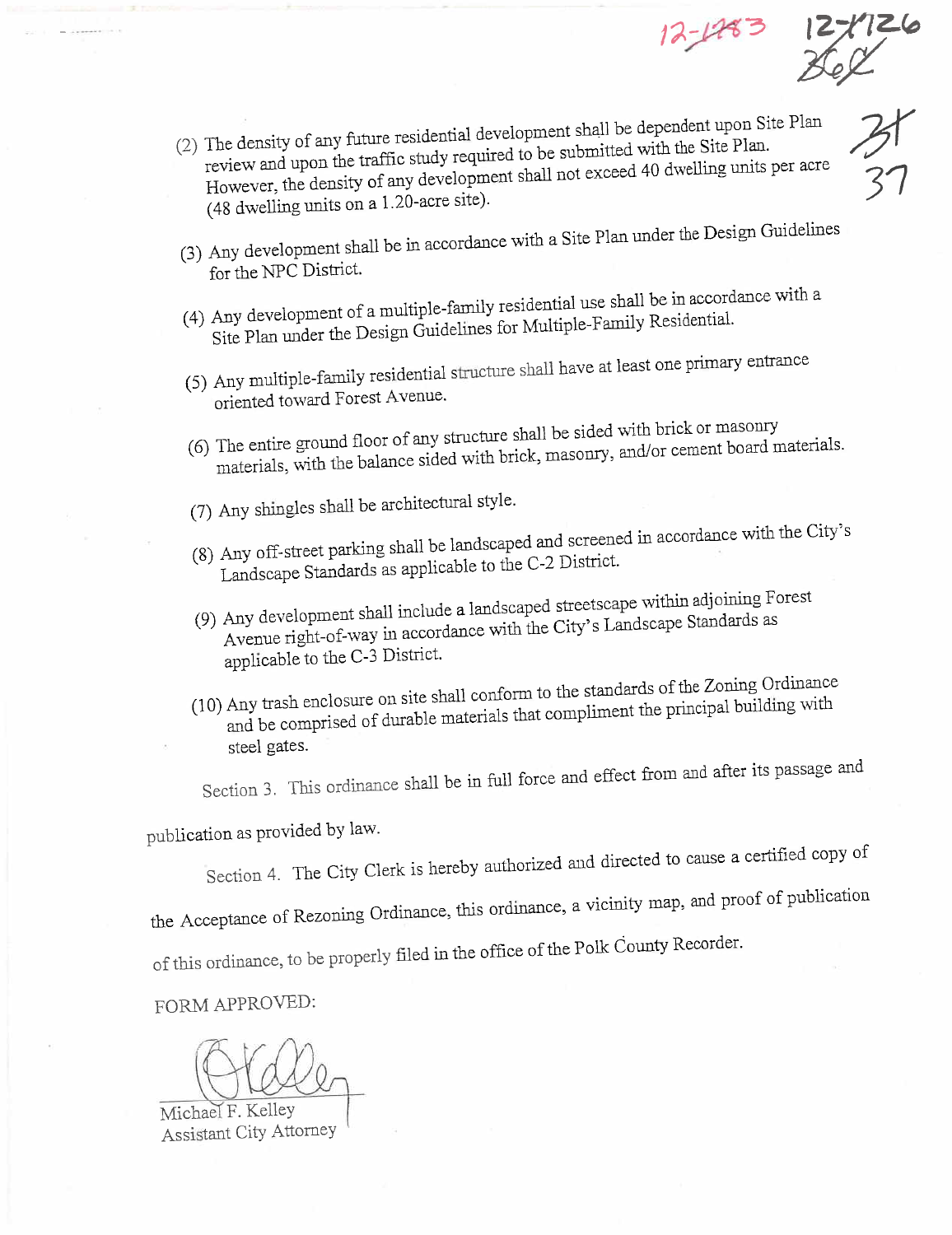(2) The density of any future residential development shall be dependent upon Site Plan review and upon the traffic study required to be submitted with the Site Plan. However, the density of any development shall not exceed 40 dwelling units per acre (48 dwelling units on a 1.20-acre site).

(3) Any development shall be in accordance with a Site Plan under the Design Guidelines for the NPC District.

(4) Any development of a multiple-family residential use shall be in accordance with a Site Plan under the Design Guidelines for Multiple-Family Residential.

(5) Any multiple-family residential structure shall have at least one primary entrance oriented toward Forest Avenue.

(6) The entire ground floor of any structure shall be sided with brick or masonry materials, with the balance sided with brick, masonry, and/or cement board materials.

(7) Any shingles shall be architectural style.

(8) Any off-street parking shall be landscaped and screened in accordance with the City's Landscape Standards as applicable to the C-2 District.

(9) Any development shall include a landscaped streetscape within adjoining Forest Avenue right-of-way in accordance with the City's Landscape Standards as applicable to the C-3 District.

(10) Any trash enclosure on site shall conform to the standards of the Zoning Ordinance and be comprised of durable materials that compliment the principal building with steel gates.

Section 3. This ordinance shall be in full force and effect from and after its passage and publication as provided by law.

Section 4. The City Clerk is hereby authorized and directed to cause a certified copy of the Acceptance of Rezoning Ordinance, this ordinance, a vicinity map, and proof of publication of this ordinance, to be properly filed in the office of the Polk County Recorder.

FORM APPROVED:

Michael F. Kelley
Assistant City Attorney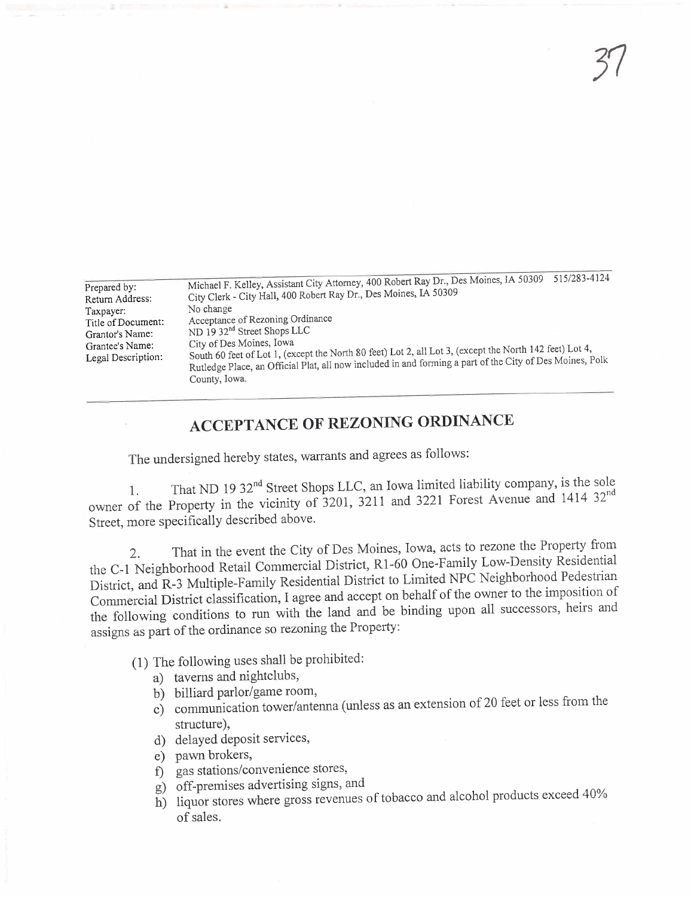| | |
|---|---|
| Prepared by: | Michael F. Kelley, Assistant City Attorney, 400 Robert Ray Dr., Des Moines, IA 50309 515/283-4124 |
| Return Address: | City Clerk - City Hall, 400 Robert Ray Dr., Des Moines, IA 50309 |
| Taxpayer: | No change |
| Title of Document: | Acceptance of Rezoning Ordinance |
| Grantor's Name: | ND 19 32nd Street Shops LLC |
| Grantee's Name: | City of Des Moines, Iowa |
| Legal Description: | South 60 feet of Lot 1, (except the North 80 feet) Lot 2, all Lot 3, (except the North 142 feet) Lot 4, Rutledge Place, an Official Plat, all now included in and forming a part of the City of Des Moines, Polk County, Iowa. |

# ACCEPTANCE OF REZONING ORDINANCE

The undersigned hereby states, warrants and agrees as follows:

1. That ND 19 32nd Street Shops LLC, an Iowa limited liability company, is the sole owner of the Property in the vicinity of 3201, 3211 and 3221 Forest Avenue and 1414 32nd Street, more specifically described above.

2. That in the event the City of Des Moines, Iowa, acts to rezone the Property from the C-1 Neighborhood Retail Commercial District, R1-60 One-Family Low-Density Residential District, and R-3 Multiple-Family Residential District to Limited NPC Neighborhood Pedestrian Commercial District classification, I agree and accept on behalf of the owner to the imposition of the following conditions to run with the land and be binding upon all successors, heirs and assigns as part of the ordinance so rezoning the Property:

(1) The following uses shall be prohibited:

   a) taverns and nightclubs,
   b) billiard parlor/game room,
   c) communication tower/antenna (unless as an extension of 20 feet or less from the structure),
   d) delayed deposit services,
   e) pawn brokers,
   f) gas stations/convenience stores,
   g) off-premises advertising signs, and
   h) liquor stores where gross revenues of tobacco and alcohol products exceed 40% of sales.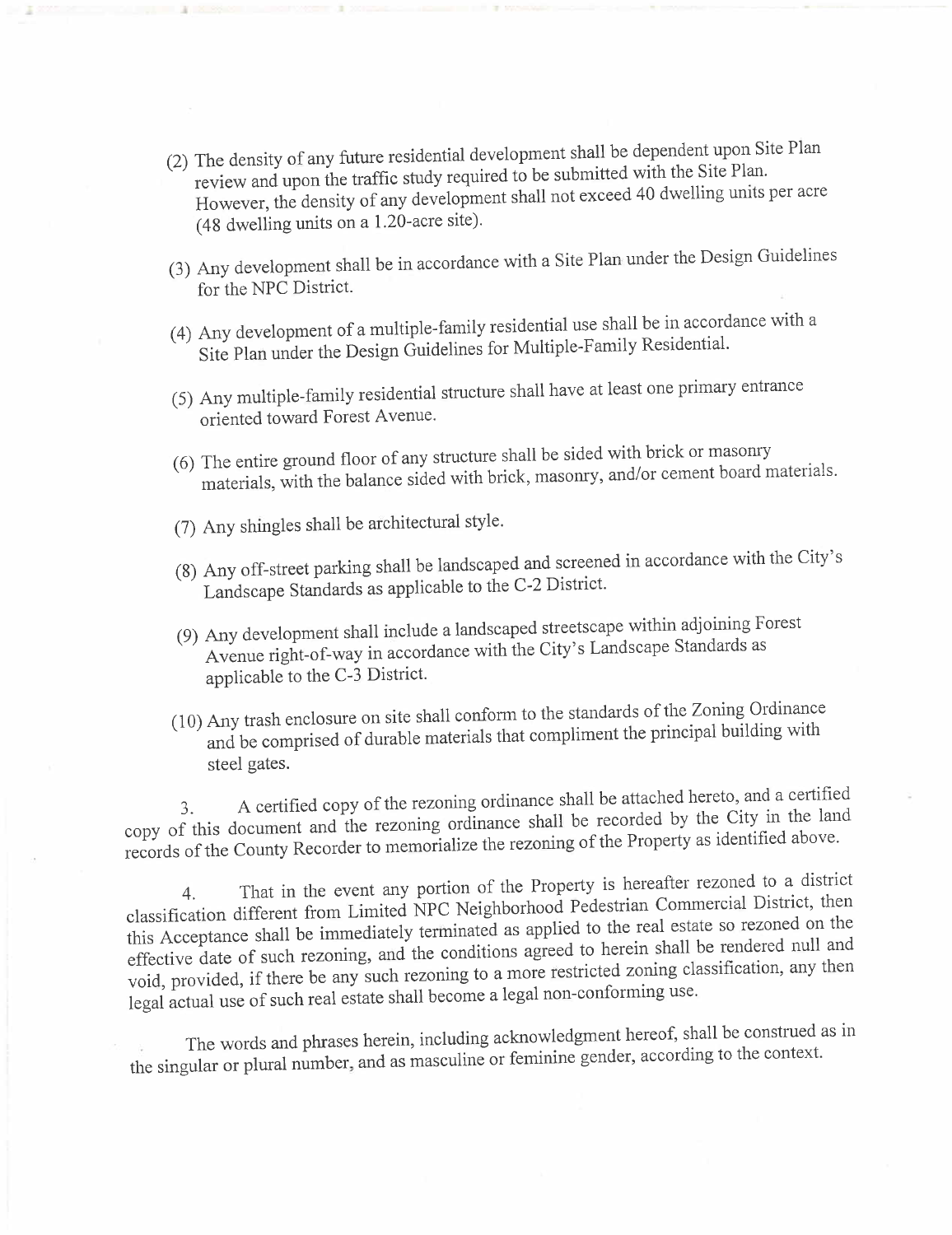(2) The density of any future residential development shall be dependent upon Site Plan review and upon the traffic study required to be submitted with the Site Plan. However, the density of any development shall not exceed 40 dwelling units per acre (48 dwelling units on a 1.20-acre site).

(3) Any development shall be in accordance with a Site Plan under the Design Guidelines for the NPC District.

(4) Any development of a multiple-family residential use shall be in accordance with a Site Plan under the Design Guidelines for Multiple-Family Residential.

(5) Any multiple-family residential structure shall have at least one primary entrance oriented toward Forest Avenue.

(6) The entire ground floor of any structure shall be sided with brick or masonry materials, with the balance sided with brick, masonry, and/or cement board materials.

(7) Any shingles shall be architectural style.

(8) Any off-street parking shall be landscaped and screened in accordance with the City's Landscape Standards as applicable to the C-2 District.

(9) Any development shall include a landscaped streetscape within adjoining Forest Avenue right-of-way in accordance with the City's Landscape Standards as applicable to the C-3 District.

(10) Any trash enclosure on site shall conform to the standards of the Zoning Ordinance and be comprised of durable materials that compliment the principal building with steel gates.

3. A certified copy of the rezoning ordinance shall be attached hereto, and a certified copy of this document and the rezoning ordinance shall be recorded by the City in the land records of the County Recorder to memorialize the rezoning of the Property as identified above.

4. That in the event any portion of the Property is hereafter rezoned to a district classification different from Limited NPC Neighborhood Pedestrian Commercial District, then this Acceptance shall be immediately terminated as applied to the real estate so rezoned on the effective date of such rezoning, and the conditions agreed to herein shall be rendered null and void, provided, if there be any such rezoning to a more restricted zoning classification, any then legal actual use of such real estate shall become a legal non-conforming use.

The words and phrases herein, including acknowledgment hereof, shall be construed as in the singular or plural number, and as masculine or feminine gender, according to the context.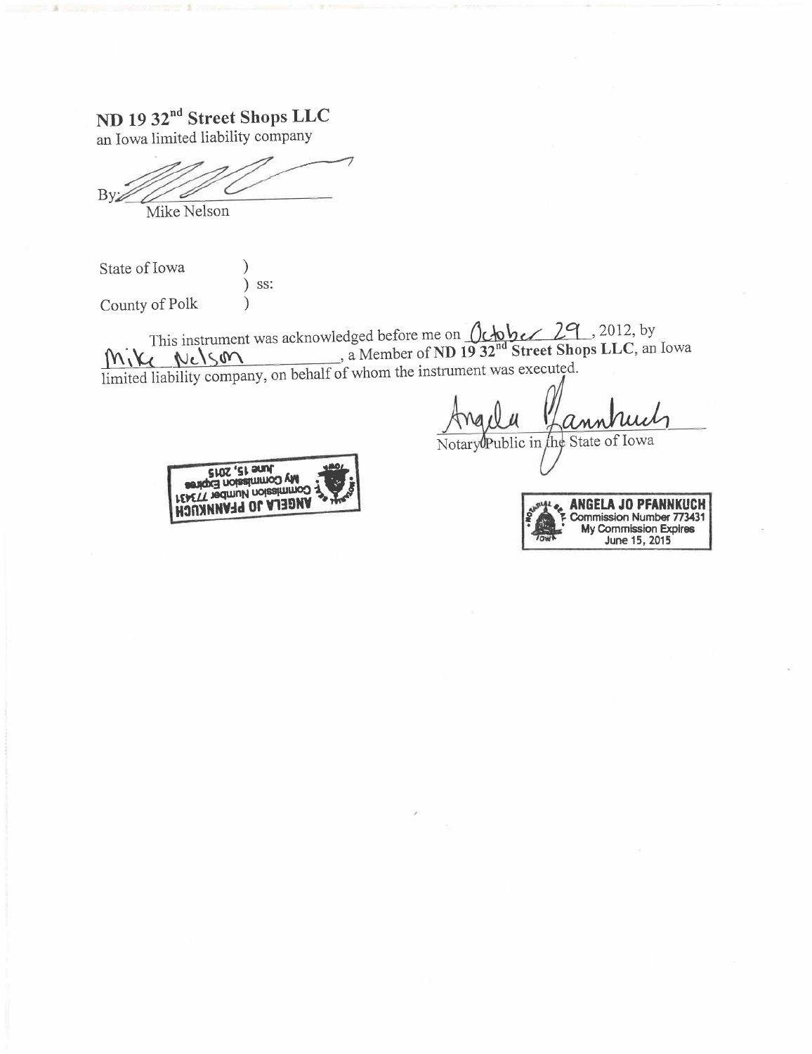**ND 19 32nd Street Shops LLC**
an Iowa limited liability company

By: [signature]
Mike Nelson

State of Iowa )
) ss:
County of Polk )

This instrument was acknowledged before me on October 29, 2012, by Mike Nelson, a Member of **ND 19 32nd Street Shops LLC**, an Iowa limited liability company, on behalf of whom the instrument was executed.

[signature]
Notary Public in the State of Iowa

ANGELA JO PFANNKUCH
Commission Number 773431
My Commission Expires
June 15, 2015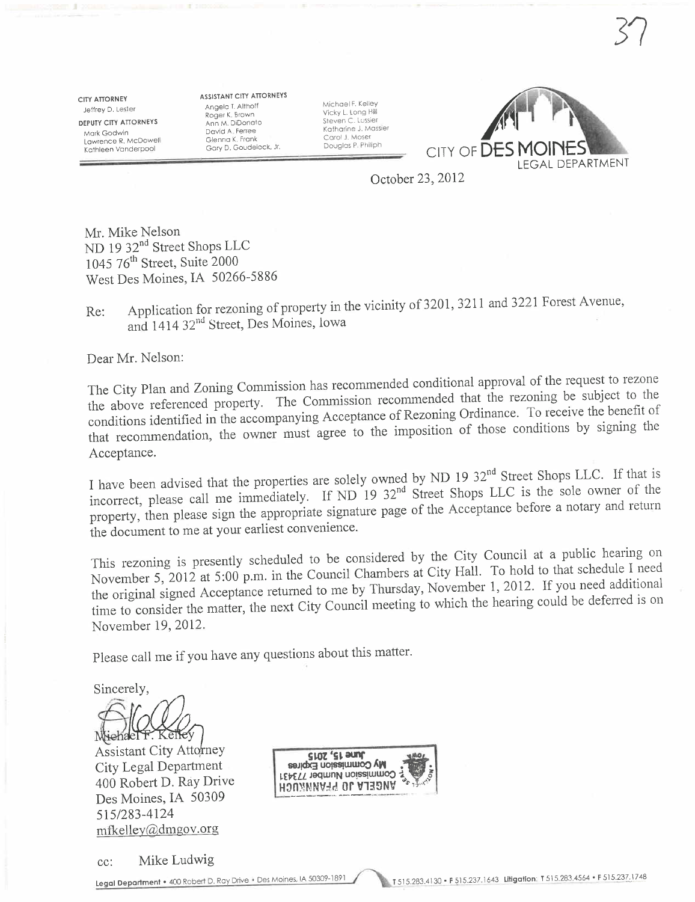CITY ATTORNEY
Jeffrey D. Lester

DEPUTY CITY ATTORNEYS
Mark Godwin
Lawrence R. McDowell
Kathleen Vanderpool

ASSISTANT CITY ATTORNEYS
Angela T. Althoff
Roger K. Brown
Ann M. DiDonato
David A. Ferree
Glenna K. Frank
Gary D. Goudelock, Jr.

Michael F. Kelley
Vicky L. Long Hill
Steven C. Lussier
Katharine J. Massier
Carol J. Moser
Douglas P. Philiph

CITY OF DES MOINES
LEGAL DEPARTMENT

October 23, 2012

Mr. Mike Nelson
ND 19 32nd Street Shops LLC
1045 76th Street, Suite 2000
West Des Moines, IA 50266-5886

Re: Application for rezoning of property in the vicinity of 3201, 3211 and 3221 Forest Avenue, and 1414 32nd Street, Des Moines, Iowa

Dear Mr. Nelson:

The City Plan and Zoning Commission has recommended conditional approval of the request to rezone the above referenced property. The Commission recommended that the rezoning be subject to the conditions identified in the accompanying Acceptance of Rezoning Ordinance. To receive the benefit of that recommendation, the owner must agree to the imposition of those conditions by signing the Acceptance.

I have been advised that the properties are solely owned by ND 19 32nd Street Shops LLC. If that is incorrect, please call me immediately. If ND 19 32nd Street Shops LLC is the sole owner of the property, then please sign the appropriate signature page of the Acceptance before a notary and return the document to me at your earliest convenience.

This rezoning is presently scheduled to be considered by the City Council at a public hearing on November 5, 2012 at 5:00 p.m. in the Council Chambers at City Hall. To hold to that schedule I need the original signed Acceptance returned to me by Thursday, November 1, 2012. If you need additional time to consider the matter, the next City Council meeting to which the hearing could be deferred is on November 19, 2012.

Please call me if you have any questions about this matter.

Sincerely,

Michael F. Kelley
Assistant City Attorney
City Legal Department
400 Robert D. Ray Drive
Des Moines, IA 50309
515/283-4124
mfkelley@dmgov.org

ANGELA JO PFANNKUCH
Commission Number 773431
My Commission Expires
June 15, 2015

cc: Mike Ludwig

Legal Department • 400 Robert D. Ray Drive • Des Moines, IA 50309-1891 T 515.283.4130 • F 515.237.1643 Litigation: T 515.283.4564 • F 515.237.1748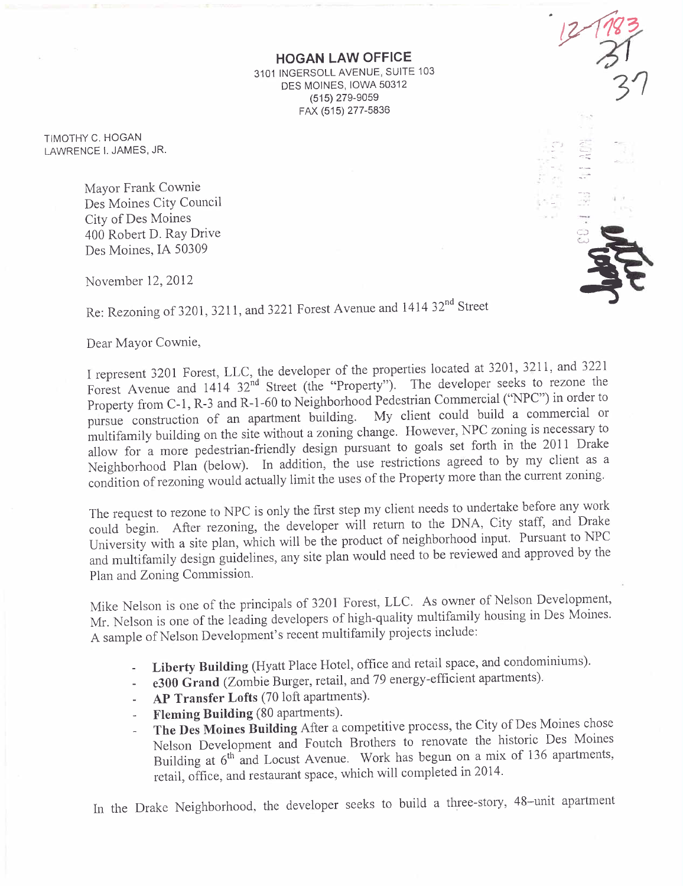# HOGAN LAW OFFICE

3101 INGERSOLL AVENUE, SUITE 103
DES MOINES, IOWA 50312
(515) 279-9059
FAX (515) 277-5836

12-1783
31
37

TIMOTHY C. HOGAN
LAWRENCE I. JAMES, JR.

Mayor Frank Cownie
Des Moines City Council
City of Des Moines
400 Robert D. Ray Drive
Des Moines, IA 50309

November 12, 2012

Re: Rezoning of 3201, 3211, and 3221 Forest Avenue and 1414 32nd Street

Dear Mayor Cownie,

I represent 3201 Forest, LLC, the developer of the properties located at 3201, 3211, and 3221 Forest Avenue and 1414 32nd Street (the "Property"). The developer seeks to rezone the Property from C-1, R-3 and R-1-60 to Neighborhood Pedestrian Commercial ("NPC") in order to pursue construction of an apartment building. My client could build a commercial or multifamily building on the site without a zoning change. However, NPC zoning is necessary to allow for a more pedestrian-friendly design pursuant to goals set forth in the 2011 Drake Neighborhood Plan (below). In addition, the use restrictions agreed to by my client as a condition of rezoning would actually limit the uses of the Property more than the current zoning.

The request to rezone to NPC is only the first step my client needs to undertake before any work could begin. After rezoning, the developer will return to the DNA, City staff, and Drake University with a site plan, which will be the product of neighborhood input. Pursuant to NPC and multifamily design guidelines, any site plan would need to be reviewed and approved by the Plan and Zoning Commission.

Mike Nelson is one of the principals of 3201 Forest, LLC. As owner of Nelson Development, Mr. Nelson is one of the leading developers of high-quality multifamily housing in Des Moines. A sample of Nelson Development's recent multifamily projects include:

- **Liberty Building** (Hyatt Place Hotel, office and retail space, and condominiums).
- **e300 Grand** (Zombie Burger, retail, and 79 energy-efficient apartments).
- **AP Transfer Lofts** (70 loft apartments).
- **Fleming Building** (80 apartments).
- **The Des Moines Building** After a competitive process, the City of Des Moines chose Nelson Development and Foutch Brothers to renovate the historic Des Moines Building at 6th and Locust Avenue. Work has begun on a mix of 136 apartments, retail, office, and restaurant space, which will completed in 2014.

In the Drake Neighborhood, the developer seeks to build a three-story, 48-unit apartment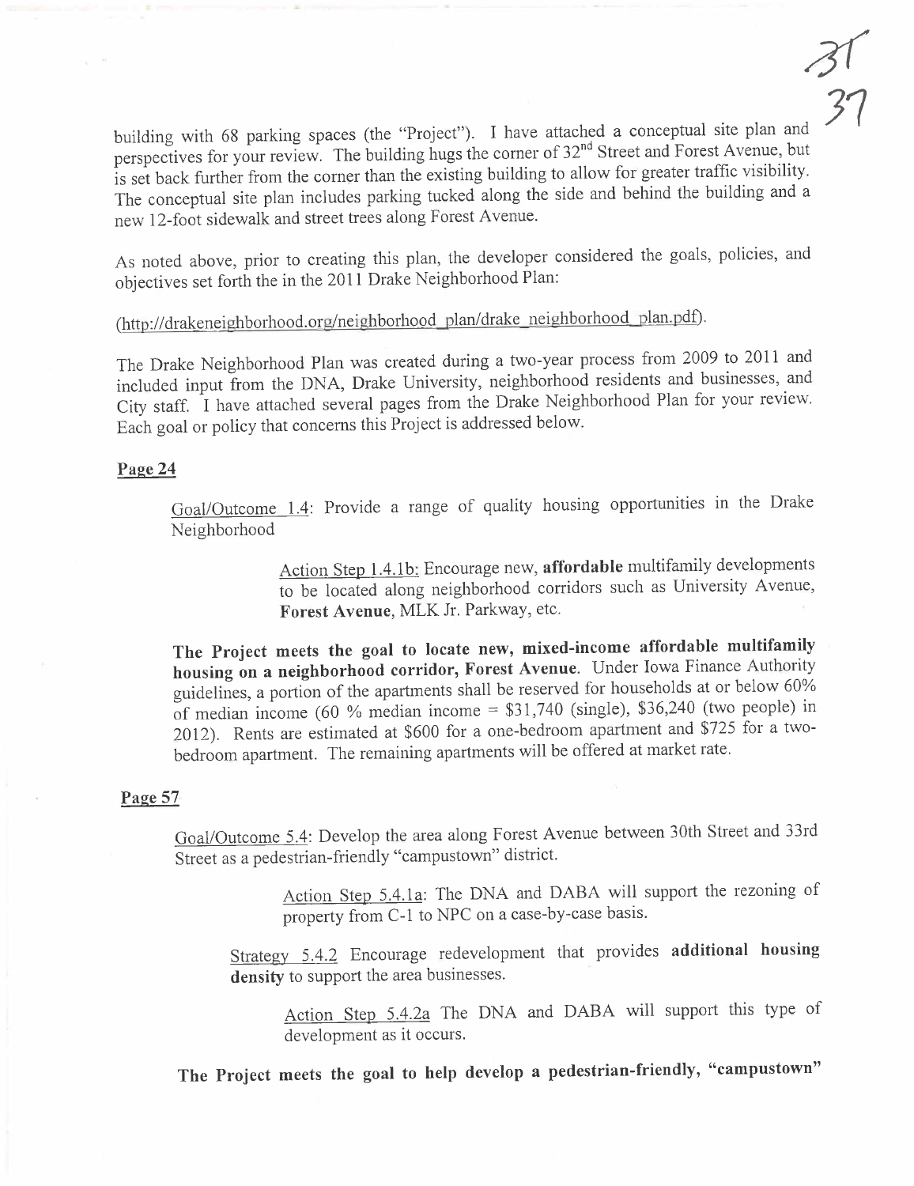building with 68 parking spaces (the "Project"). I have attached a conceptual site plan and perspectives for your review. The building hugs the corner of 32nd Street and Forest Avenue, but is set back further from the corner than the existing building to allow for greater traffic visibility. The conceptual site plan includes parking tucked along the side and behind the building and a new 12-foot sidewalk and street trees along Forest Avenue.

As noted above, prior to creating this plan, the developer considered the goals, policies, and objectives set forth the in the 2011 Drake Neighborhood Plan:

(http://drakeneighborhood.org/neighborhood_plan/drake_neighborhood_plan.pdf).

The Drake Neighborhood Plan was created during a two-year process from 2009 to 2011 and included input from the DNA, Drake University, neighborhood residents and businesses, and City staff. I have attached several pages from the Drake Neighborhood Plan for your review. Each goal or policy that concerns this Project is addressed below.

**Page 24**

> Goal/Outcome 1.4: Provide a range of quality housing opportunities in the Drake Neighborhood
>
> > Action Step 1.4.1b: Encourage new, **affordable** multifamily developments to be located along neighborhood corridors such as University Avenue, **Forest Avenue**, MLK Jr. Parkway, etc.
>
> **The Project meets the goal to locate new, mixed-income affordable multifamily housing on a neighborhood corridor, Forest Avenue.** Under Iowa Finance Authority guidelines, a portion of the apartments shall be reserved for households at or below 60% of median income (60 % median income = $31,740 (single), $36,240 (two people) in 2012). Rents are estimated at $600 for a one-bedroom apartment and $725 for a two-bedroom apartment. The remaining apartments will be offered at market rate.

**Page 57**

> Goal/Outcome 5.4: Develop the area along Forest Avenue between 30th Street and 33rd Street as a pedestrian-friendly "campustown" district.
>
> > Action Step 5.4.1a: The DNA and DABA will support the rezoning of property from C-1 to NPC on a case-by-case basis.
>
> Strategy 5.4.2 Encourage redevelopment that provides **additional housing density** to support the area businesses.
>
> > Action Step 5.4.2a The DNA and DABA will support this type of development as it occurs.
>
> **The Project meets the goal to help develop a pedestrian-friendly, "campustown"**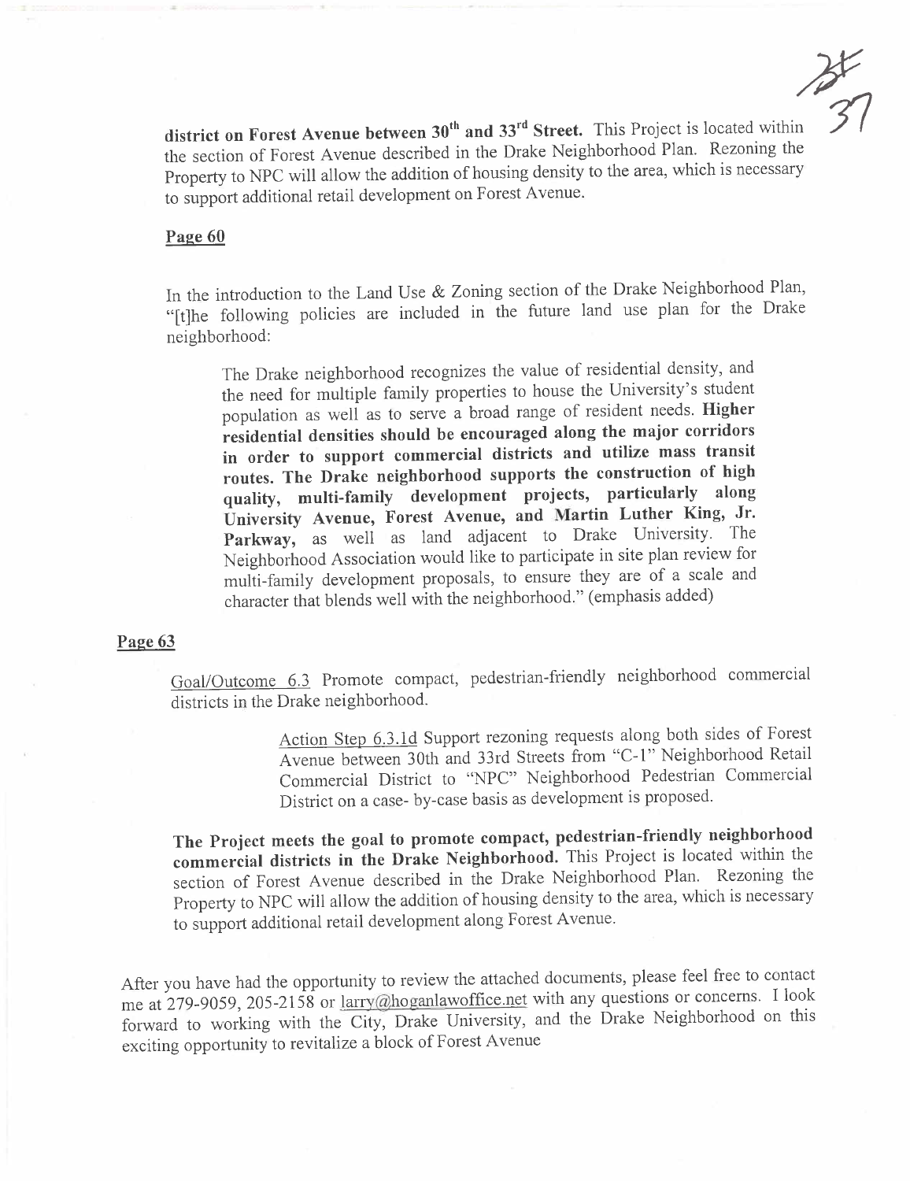**district on Forest Avenue between 30th and 33rd Street.** This Project is located within the section of Forest Avenue described in the Drake Neighborhood Plan. Rezoning the Property to NPC will allow the addition of housing density to the area, which is necessary to support additional retail development on Forest Avenue.

**Page 60**

In the introduction to the Land Use & Zoning section of the Drake Neighborhood Plan, "[t]he following policies are included in the future land use plan for the Drake neighborhood:

> The Drake neighborhood recognizes the value of residential density, and the need for multiple family properties to house the University's student population as well as to serve a broad range of resident needs. **Higher residential densities should be encouraged along the major corridors in order to support commercial districts and utilize mass transit routes. The Drake neighborhood supports the construction of high quality, multi-family development projects, particularly along University Avenue, Forest Avenue, and Martin Luther King, Jr. Parkway,** as well as land adjacent to Drake University. The Neighborhood Association would like to participate in site plan review for multi-family development proposals, to ensure they are of a scale and character that blends well with the neighborhood." (emphasis added)

**Page 63**

Goal/Outcome 6.3 Promote compact, pedestrian-friendly neighborhood commercial districts in the Drake neighborhood.

> Action Step 6.3.1d Support rezoning requests along both sides of Forest Avenue between 30th and 33rd Streets from "C-1" Neighborhood Retail Commercial District to "NPC" Neighborhood Pedestrian Commercial District on a case- by-case basis as development is proposed.

**The Project meets the goal to promote compact, pedestrian-friendly neighborhood commercial districts in the Drake Neighborhood.** This Project is located within the section of Forest Avenue described in the Drake Neighborhood Plan. Rezoning the Property to NPC will allow the addition of housing density to the area, which is necessary to support additional retail development along Forest Avenue.

After you have had the opportunity to review the attached documents, please feel free to contact me at 279-9059, 205-2158 or larry@hoganlawoffice.net with any questions or concerns. I look forward to working with the City, Drake University, and the Drake Neighborhood on this exciting opportunity to revitalize a block of Forest Avenue